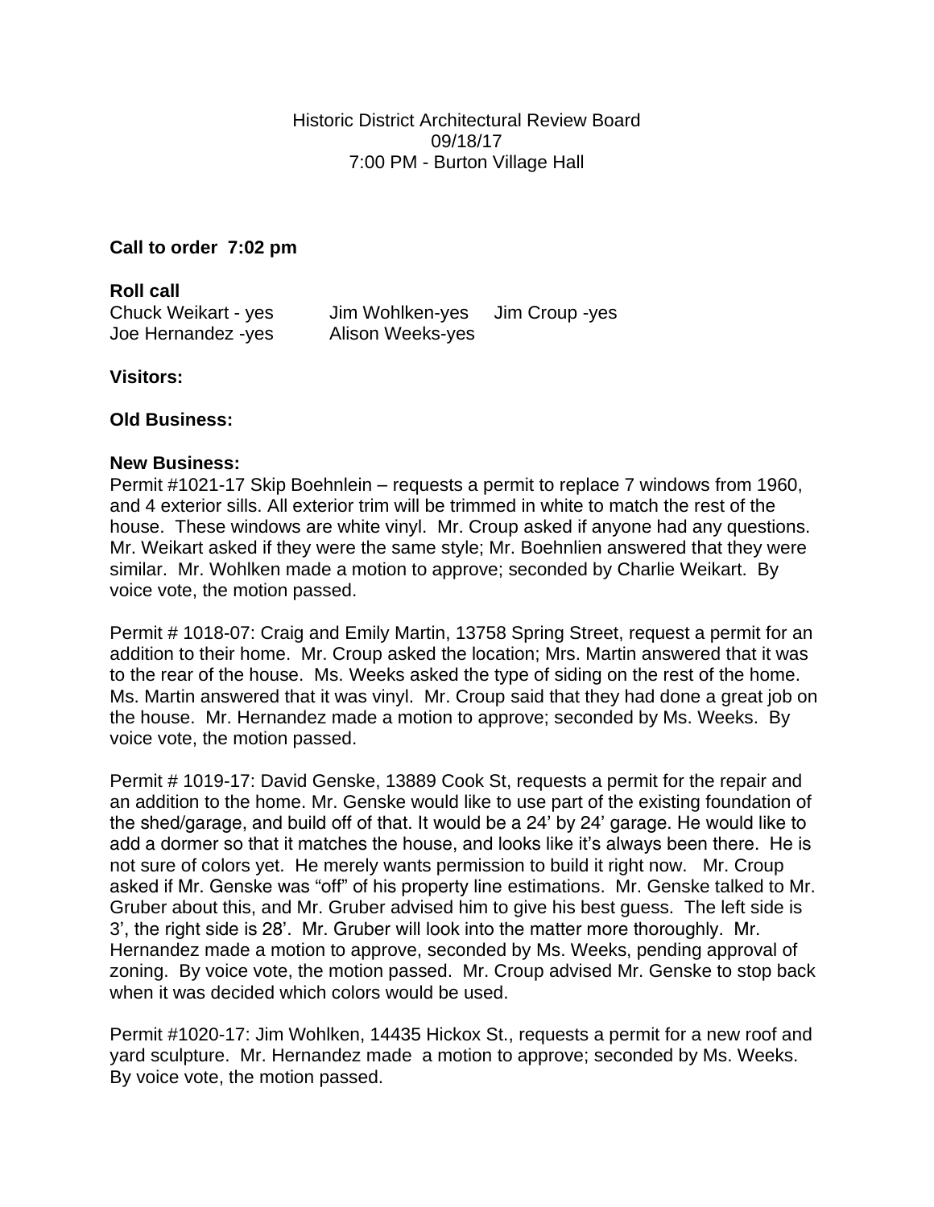Historic District Architectural Review Board
09/18/17
7:00 PM - Burton Village Hall

**Call to order 7:02 pm**

**Roll call**

| | | |
|---|---|---|
| Chuck Weikart - yes | Jim Wohlken-yes | Jim Croup -yes |
| Joe Hernandez -yes | Alison Weeks-yes | |

**Visitors:**

**Old Business:**

**New Business:**

Permit #1021-17 Skip Boehnlein – requests a permit to replace 7 windows from 1960, and 4 exterior sills. All exterior trim will be trimmed in white to match the rest of the house. These windows are white vinyl. Mr. Croup asked if anyone had any questions. Mr. Weikart asked if they were the same style; Mr. Boehnlien answered that they were similar. Mr. Wohlken made a motion to approve; seconded by Charlie Weikart. By voice vote, the motion passed.

Permit # 1018-07: Craig and Emily Martin, 13758 Spring Street, request a permit for an addition to their home. Mr. Croup asked the location; Mrs. Martin answered that it was to the rear of the house. Ms. Weeks asked the type of siding on the rest of the home. Ms. Martin answered that it was vinyl. Mr. Croup said that they had done a great job on the house. Mr. Hernandez made a motion to approve; seconded by Ms. Weeks. By voice vote, the motion passed.

Permit # 1019-17: David Genske, 13889 Cook St, requests a permit for the repair and an addition to the home. Mr. Genske would like to use part of the existing foundation of the shed/garage, and build off of that. It would be a 24' by 24' garage. He would like to add a dormer so that it matches the house, and looks like it's always been there. He is not sure of colors yet. He merely wants permission to build it right now. Mr. Croup asked if Mr. Genske was "off" of his property line estimations. Mr. Genske talked to Mr. Gruber about this, and Mr. Gruber advised him to give his best guess. The left side is 3', the right side is 28'. Mr. Gruber will look into the matter more thoroughly. Mr. Hernandez made a motion to approve, seconded by Ms. Weeks, pending approval of zoning. By voice vote, the motion passed. Mr. Croup advised Mr. Genske to stop back when it was decided which colors would be used.

Permit #1020-17: Jim Wohlken, 14435 Hickox St., requests a permit for a new roof and yard sculpture. Mr. Hernandez made a motion to approve; seconded by Ms. Weeks. By voice vote, the motion passed.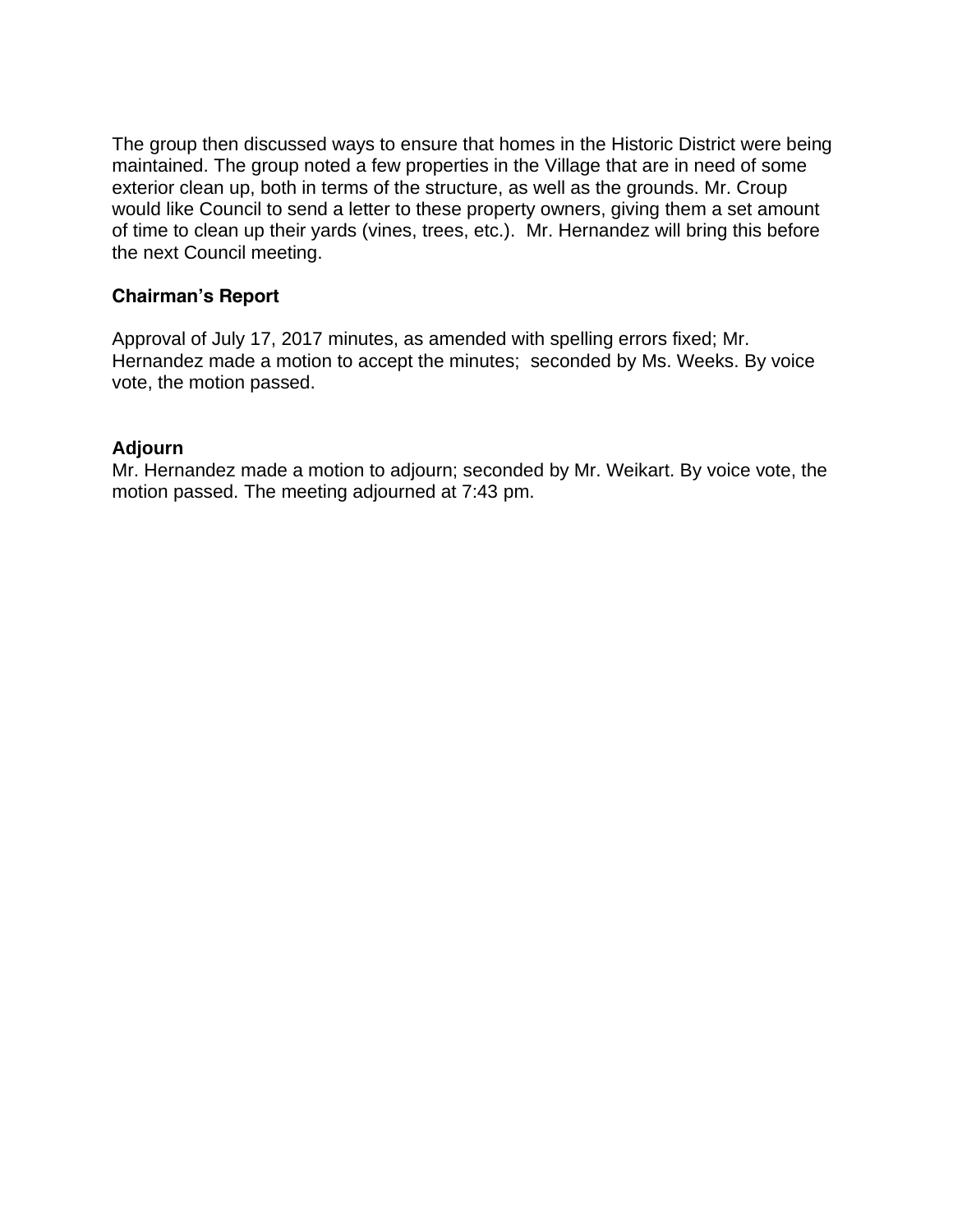The group then discussed ways to ensure that homes in the Historic District were being maintained. The group noted a few properties in the Village that are in need of some exterior clean up, both in terms of the structure, as well as the grounds. Mr. Croup would like Council to send a letter to these property owners, giving them a set amount of time to clean up their yards (vines, trees, etc.). Mr. Hernandez will bring this before the next Council meeting.

**Chairman's Report**

Approval of July 17, 2017 minutes, as amended with spelling errors fixed; Mr. Hernandez made a motion to accept the minutes; seconded by Ms. Weeks. By voice vote, the motion passed.

**Adjourn**

Mr. Hernandez made a motion to adjourn; seconded by Mr. Weikart. By voice vote, the motion passed. The meeting adjourned at 7:43 pm.